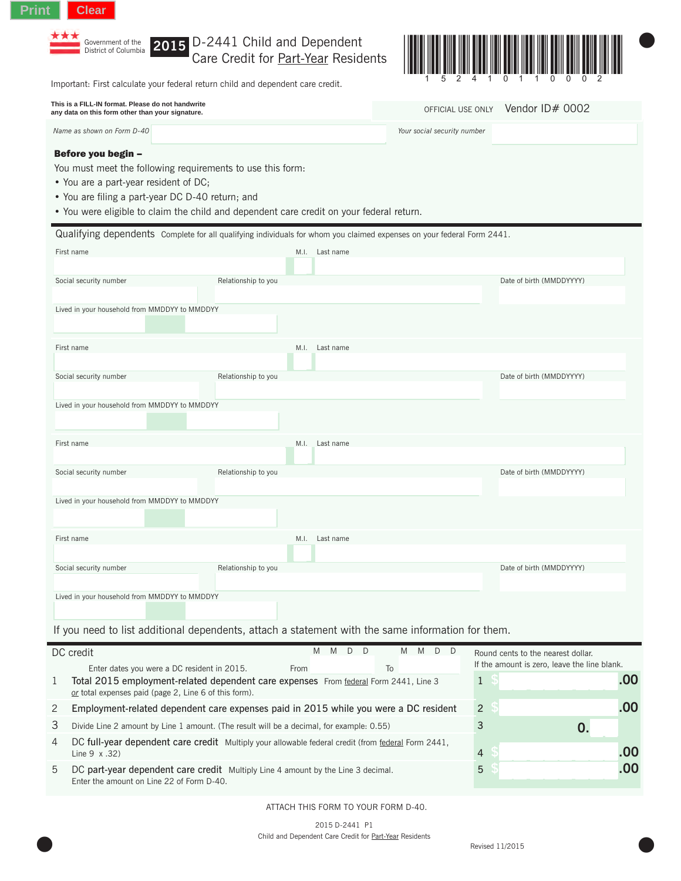Print Clear

Government of the District of Columbia

# 2015 D-2441 Child and Dependent Care Credit for Part-Year Residents

1 5 2 4 1 0 1 1 0 0 0 2

Important: First calculate your federal return child and dependent care credit.

**This is a FILL-IN format. Please do not handwrite any data on this form other than your signature.**

OFFICIAL USE ONLY Vendor ID# 0002

*Name as shown on Form D-40* *Your social security number*

**Before you begin –**

You must meet the following requirements to use this form:

- You are a part-year resident of DC;
- You are filing a part-year DC D-40 return; and
- You were eligible to claim the child and dependent care credit on your federal return.

## Qualifying dependents

Complete for all qualifying individuals for whom you claimed expenses on your federal Form 2441.

First name M.I. Last name

Social security number Relationship to you Date of birth (MMDDYYYY)

Lived in your household from MMDDYY to MMDDYY

First name M.I. Last name

Social security number Relationship to you Date of birth (MMDDYYYY)

Lived in your household from MMDDYY to MMDDYY

First name M.I. Last name

Social security number Relationship to you Date of birth (MMDDYYYY)

Lived in your household from MMDDYY to MMDDYY

First name M.I. Last name

Social security number Relationship to you Date of birth (MMDDYYYY)

Lived in your household from MMDDYY to MMDDYY

If you need to list additional dependents, attach a statement with the same information for them.

## DC credit

Enter dates you were a DC resident in 2015. From M M D D To M M D D

Round cents to the nearest dollar. If the amount is zero, leave the line blank.

1 **Total 2015 employment-related dependent care expenses** From federal Form 2441, Line 3 *or* total expenses paid (page 2, Line 6 of this form). 1 $ .00

2 **Employment-related dependent care expenses paid in 2015 while you were a DC resident** 2 $ .00

3 Divide Line 2 amount by Line 1 amount. (The result will be a decimal, for example: 0.55) 3 0.

4 **DC full-year dependent care credit** Multiply your allowable federal credit (from federal Form 2441, Line 9 x .32) 4 $ .00

5 **DC part-year dependent care credit** Multiply Line 4 amount by the Line 3 decimal. Enter the amount on Line 22 of Form D-40. 5 $ .00

ATTACH THIS FORM TO YOUR FORM D-40.

2015 D-2441 P1

Child and Dependent Care Credit for Part-Year Residents

Revised 11/2015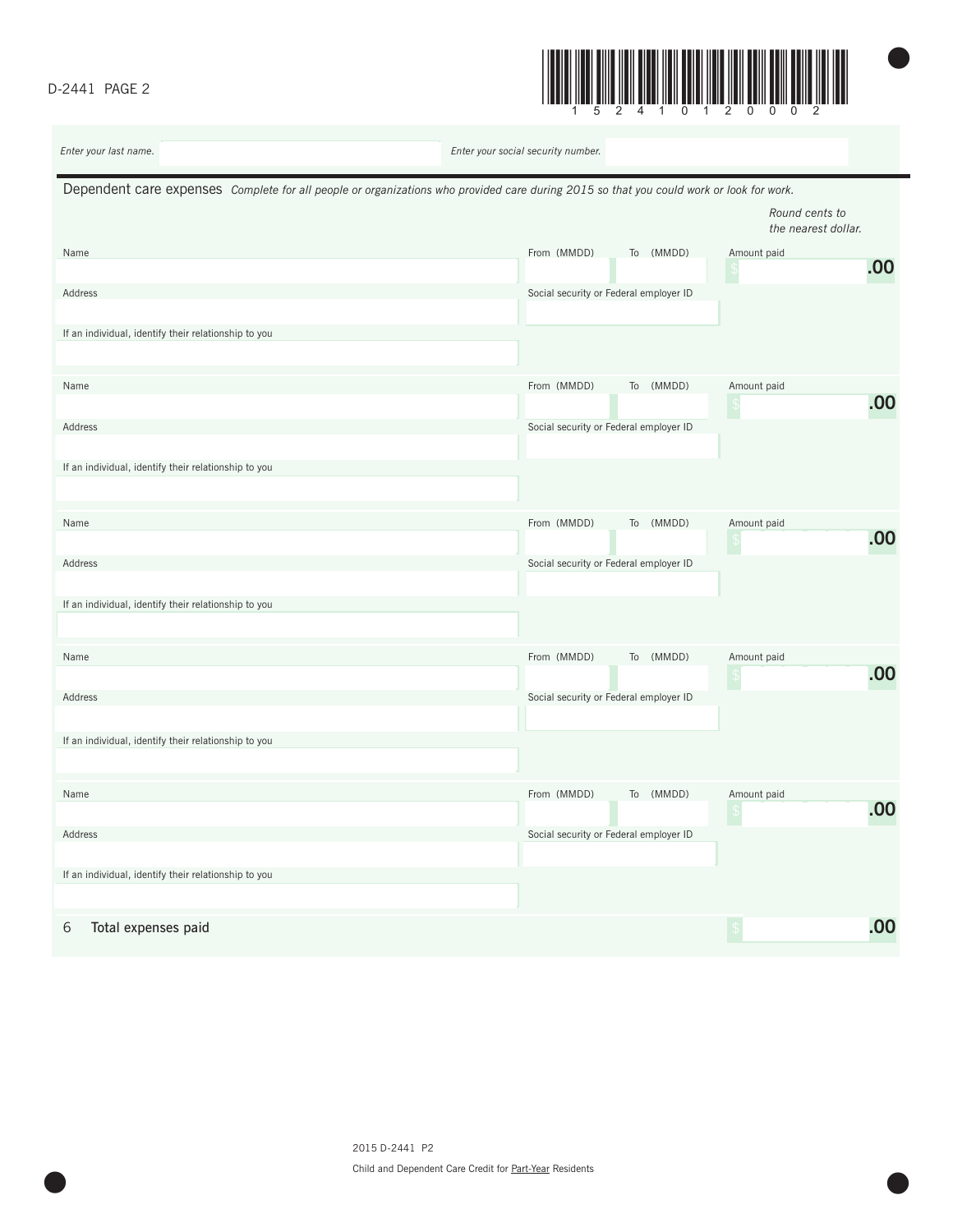D-2441 PAGE 2

Enter your last name. Enter your social security number.

## Dependent care expenses

*Complete for all people or organizations who provided care during 2015 so that you could work or look for work.*

*Round cents to the nearest dollar.*

Name | From (MMDD) | To (MMDD) | Amount paid $ .00

Address | Social security or Federal employer ID

If an individual, identify their relationship to you

Name | From (MMDD) | To (MMDD) | Amount paid $ .00

Address | Social security or Federal employer ID

If an individual, identify their relationship to you

Name | From (MMDD) | To (MMDD) | Amount paid $ .00

Address | Social security or Federal employer ID

If an individual, identify their relationship to you

Name | From (MMDD) | To (MMDD) | Amount paid $ .00

Address | Social security or Federal employer ID

If an individual, identify their relationship to you

Name | From (MMDD) | To (MMDD) | Amount paid $ .00

Address | Social security or Federal employer ID

If an individual, identify their relationship to you

6 **Total expenses paid** $ .00

2015 D-2441 P2

Child and Dependent Care Credit for Part-Year Residents